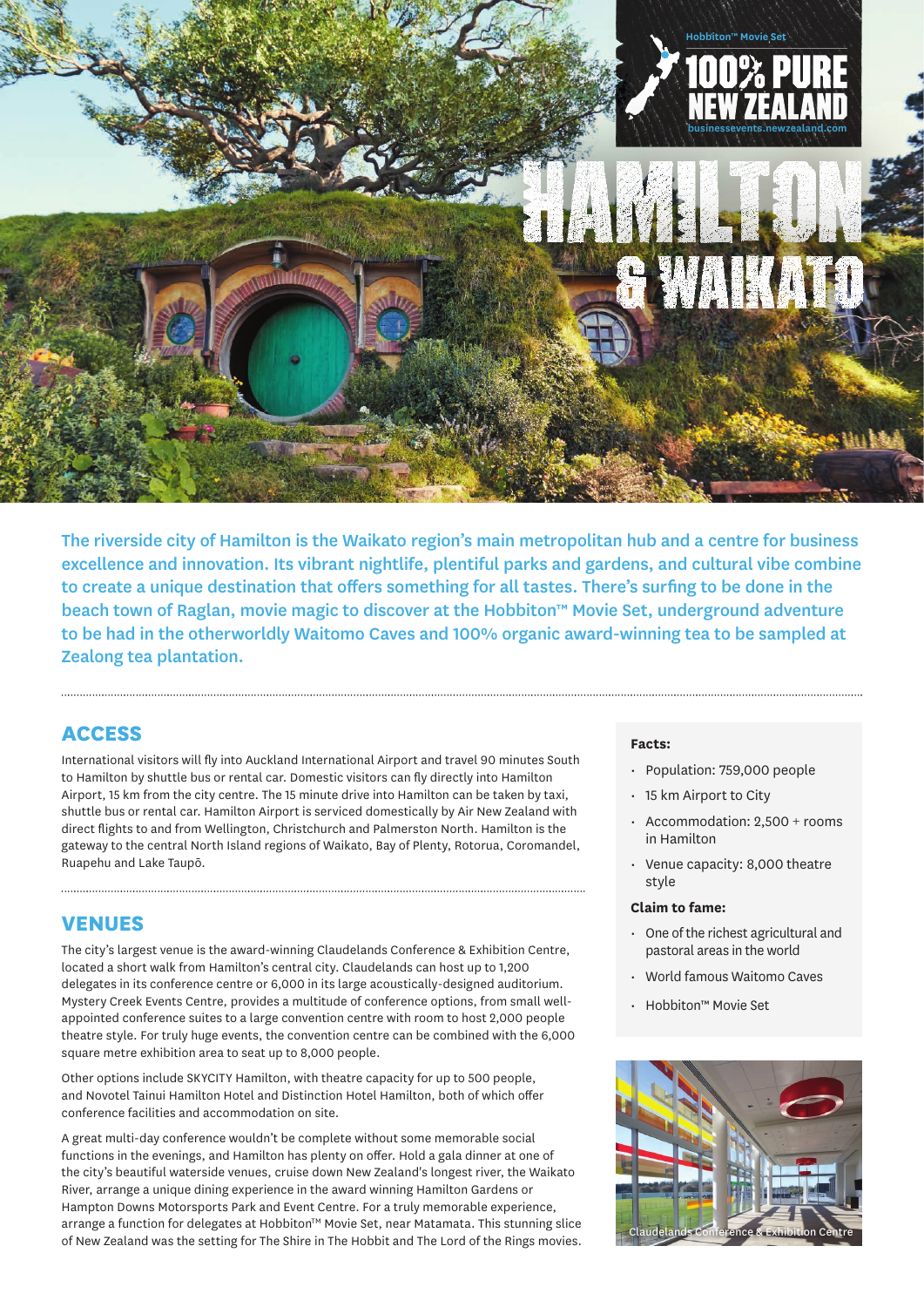Hobbiton™ Movie Set

100% PURE NEW ZEALAND

businessevents.newzealand.com

# HAMILTON & WAIKATO

**The riverside city of Hamilton is the Waikato region's main metropolitan hub and a centre for business excellence and innovation. Its vibrant nightlife, plentiful parks and gardens, and cultural vibe combine to create a unique destination that offers something for all tastes. There's surfing to be done in the beach town of Raglan, movie magic to discover at the Hobbiton™ Movie Set, underground adventure to be had in the otherworldly Waitomo Caves and 100% organic award-winning tea to be sampled at Zealong tea plantation.**

## ACCESS

International visitors will fly into Auckland International Airport and travel 90 minutes South to Hamilton by shuttle bus or rental car. Domestic visitors can fly directly into Hamilton Airport, 15 km from the city centre. The 15 minute drive into Hamilton can be taken by taxi, shuttle bus or rental car. Hamilton Airport is serviced domestically by Air New Zealand with direct flights to and from Wellington, Christchurch and Palmerston North. Hamilton is the gateway to the central North Island regions of Waikato, Bay of Plenty, Rotorua, Coromandel, Ruapehu and Lake Taupō.

## VENUES

The city's largest venue is the award-winning Claudelands Conference & Exhibition Centre, located a short walk from Hamilton's central city. Claudelands can host up to 1,200 delegates in its conference centre or 6,000 in its large acoustically-designed auditorium. Mystery Creek Events Centre, provides a multitude of conference options, from small well-appointed conference suites to a large convention centre with room to host 2,000 people theatre style. For truly huge events, the convention centre can be combined with the 6,000 square metre exhibition area to seat up to 8,000 people.

Other options include SKYCITY Hamilton, with theatre capacity for up to 500 people, and Novotel Tainui Hamilton Hotel and Distinction Hotel Hamilton, both of which offer conference facilities and accommodation on site.

A great multi-day conference wouldn't be complete without some memorable social functions in the evenings, and Hamilton has plenty on offer. Hold a gala dinner at one of the city's beautiful waterside venues, cruise down New Zealand's longest river, the Waikato River, arrange a unique dining experience in the award winning Hamilton Gardens or Hampton Downs Motorsports Park and Event Centre. For a truly memorable experience, arrange a function for delegates at Hobbiton™ Movie Set, near Matamata. This stunning slice of New Zealand was the setting for The Shire in The Hobbit and The Lord of the Rings movies.

**Facts:**

- Population: 759,000 people
- 15 km Airport to City
- Accommodation: 2,500 + rooms in Hamilton
- Venue capacity: 8,000 theatre style

**Claim to fame:**

- One of the richest agricultural and pastoral areas in the world
- World famous Waitomo Caves
- Hobbiton™ Movie Set

Claudelands Conference & Exhibition Centre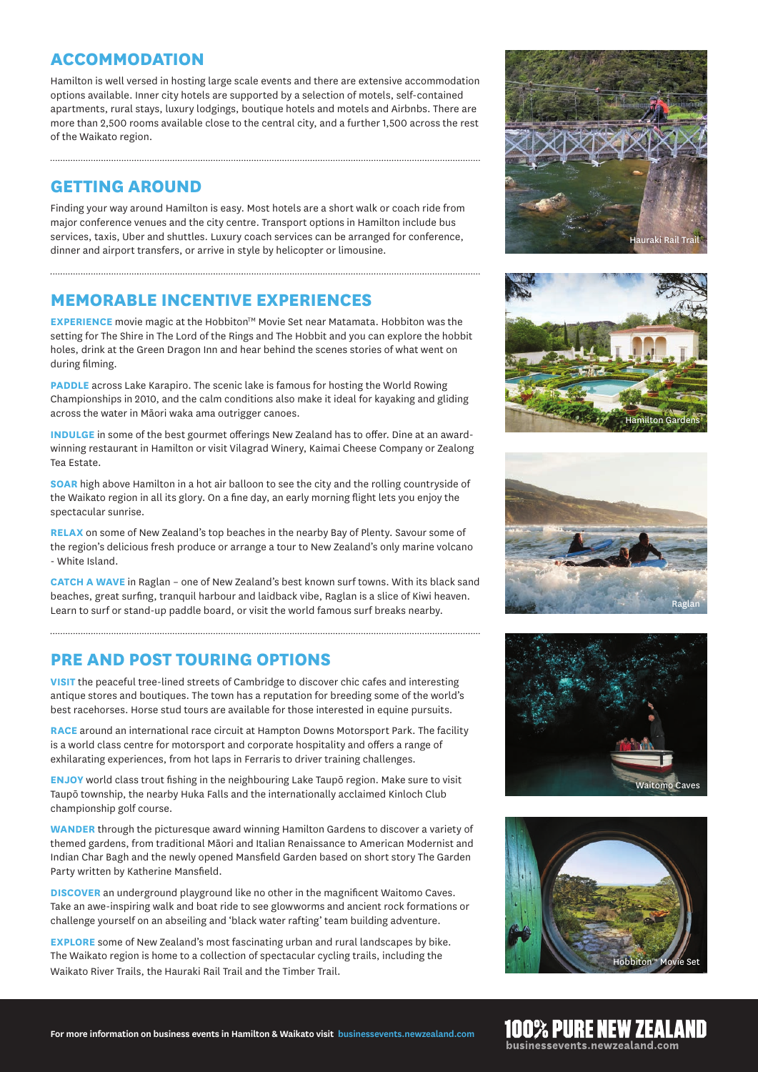## ACCOMMODATION

Hamilton is well versed in hosting large scale events and there are extensive accommodation options available. Inner city hotels are supported by a selection of motels, self-contained apartments, rural stays, luxury lodgings, boutique hotels and motels and Airbnbs. There are more than 2,500 rooms available close to the central city, and a further 1,500 across the rest of the Waikato region.

## GETTING AROUND

Finding your way around Hamilton is easy. Most hotels are a short walk or coach ride from major conference venues and the city centre. Transport options in Hamilton include bus services, taxis, Uber and shuttles. Luxury coach services can be arranged for conference, dinner and airport transfers, or arrive in style by helicopter or limousine.

## MEMORABLE INCENTIVE EXPERIENCES

**EXPERIENCE** movie magic at the Hobbiton™ Movie Set near Matamata. Hobbiton was the setting for The Shire in The Lord of the Rings and The Hobbit and you can explore the hobbit holes, drink at the Green Dragon Inn and hear behind the scenes stories of what went on during filming.

**PADDLE** across Lake Karapiro. The scenic lake is famous for hosting the World Rowing Championships in 2010, and the calm conditions also make it ideal for kayaking and gliding across the water in Māori waka ama outrigger canoes.

**INDULGE** in some of the best gourmet offerings New Zealand has to offer. Dine at an award-winning restaurant in Hamilton or visit Vilagrad Winery, Kaimai Cheese Company or Zealong Tea Estate.

**SOAR** high above Hamilton in a hot air balloon to see the city and the rolling countryside of the Waikato region in all its glory. On a fine day, an early morning flight lets you enjoy the spectacular sunrise.

**RELAX** on some of New Zealand's top beaches in the nearby Bay of Plenty. Savour some of the region's delicious fresh produce or arrange a tour to New Zealand's only marine volcano - White Island.

**CATCH A WAVE** in Raglan – one of New Zealand's best known surf towns. With its black sand beaches, great surfing, tranquil harbour and laidback vibe, Raglan is a slice of Kiwi heaven. Learn to surf or stand-up paddle board, or visit the world famous surf breaks nearby.

## PRE AND POST TOURING OPTIONS

**VISIT** the peaceful tree-lined streets of Cambridge to discover chic cafes and interesting antique stores and boutiques. The town has a reputation for breeding some of the world's best racehorses. Horse stud tours are available for those interested in equine pursuits.

**RACE** around an international race circuit at Hampton Downs Motorsport Park. The facility is a world class centre for motorsport and corporate hospitality and offers a range of exhilarating experiences, from hot laps in Ferraris to driver training challenges.

**ENJOY** world class trout fishing in the neighbouring Lake Taupō region. Make sure to visit Taupō township, the nearby Huka Falls and the internationally acclaimed Kinloch Club championship golf course.

**WANDER** through the picturesque award winning Hamilton Gardens to discover a variety of themed gardens, from traditional Māori and Italian Renaissance to American Modernist and Indian Char Bagh and the newly opened Mansfield Garden based on short story The Garden Party written by Katherine Mansfield.

**DISCOVER** an underground playground like no other in the magnificent Waitomo Caves. Take an awe-inspiring walk and boat ride to see glowworms and ancient rock formations or challenge yourself on an abseiling and 'black water rafting' team building adventure.

**EXPLORE** some of New Zealand's most fascinating urban and rural landscapes by bike. The Waikato region is home to a collection of spectacular cycling trails, including the Waikato River Trails, the Hauraki Rail Trail and the Timber Trail.

Hauraki Rail Trail

Hamilton Gardens

Raglan

Waitomo Caves

Hobbiton™ Movie Set

For more information on business events in Hamilton & Waikato visit businessevents.newzealand.com

100% PURE NEW ZEALAND
businessevents.newzealand.com